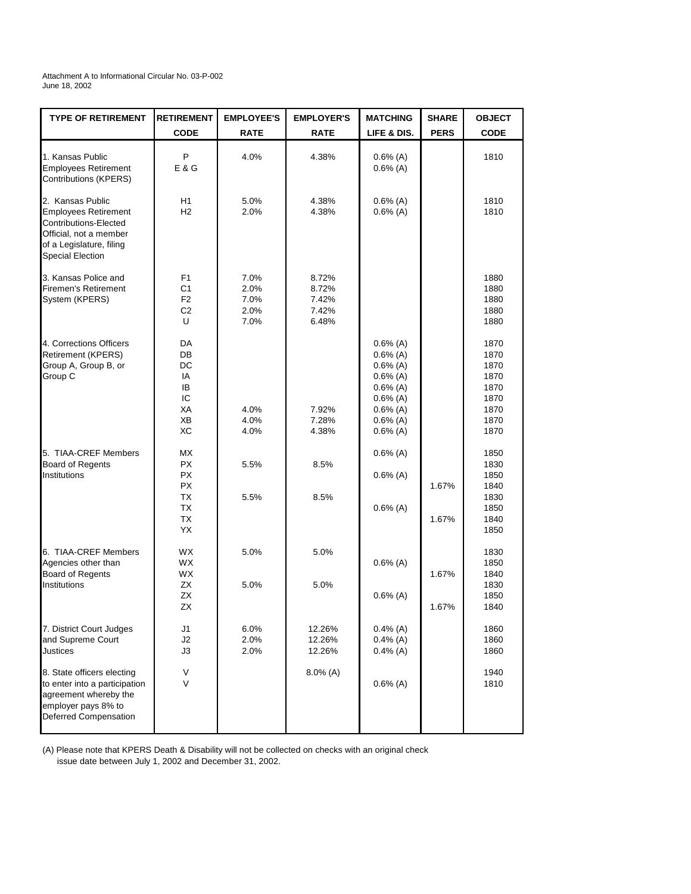Attachment A to Informational Circular No. 03-P-002
June 18, 2002

| TYPE OF RETIREMENT | RETIREMENT CODE | EMPLOYEE'S RATE | EMPLOYER'S RATE | MATCHING LIFE & DIS. | SHARE PERS | OBJECT CODE |
|---|---|---|---|---|---|---|
| 1. Kansas Public Employees Retirement Contributions (KPERS) | P | 4.0% | 4.38% | 0.6% (A) | | 1810 |
| | E & G | | | 0.6% (A) | | |
| 2. Kansas Public Employees Retirement Contributions-Elected Official, not a member of a Legislature, filing Special Election | H1 | 5.0% | 4.38% | 0.6% (A) | | 1810 |
| | H2 | 2.0% | 4.38% | 0.6% (A) | | 1810 |
| 3. Kansas Police and Firemen's Retirement System (KPERS) | F1 | 7.0% | 8.72% | | | 1880 |
| | C1 | 2.0% | 8.72% | | | 1880 |
| | F2 | 7.0% | 7.42% | | | 1880 |
| | C2 | 2.0% | 7.42% | | | 1880 |
| | U | 7.0% | 6.48% | | | 1880 |
| 4. Corrections Officers Retirement (KPERS) Group A, Group B, or Group C | DA | | | 0.6% (A) | | 1870 |
| | DB | | | 0.6% (A) | | 1870 |
| | DC | | | 0.6% (A) | | 1870 |
| | IA | | | 0.6% (A) | | 1870 |
| | IB | | | 0.6% (A) | | 1870 |
| | IC | | | 0.6% (A) | | 1870 |
| | XA | 4.0% | 7.92% | 0.6% (A) | | 1870 |
| | XB | 4.0% | 7.28% | 0.6% (A) | | 1870 |
| | XC | 4.0% | 4.38% | 0.6% (A) | | 1870 |
| 5. TIAA-CREF Members Board of Regents Institutions | MX | | | 0.6% (A) | | 1850 |
| | PX | 5.5% | 8.5% | | | 1830 |
| | PX | | | 0.6% (A) | | 1850 |
| | PX | | | | 1.67% | 1840 |
| | TX | 5.5% | 8.5% | | | 1830 |
| | TX | | | 0.6% (A) | | 1850 |
| | TX | | | | 1.67% | 1840 |
| | YX | | | | | 1850 |
| 6. TIAA-CREF Members Agencies other than Board of Regents Institutions | WX | 5.0% | 5.0% | | | 1830 |
| | WX | | | 0.6% (A) | | 1850 |
| | WX | | | | 1.67% | 1840 |
| | ZX | 5.0% | 5.0% | | | 1830 |
| | ZX | | | 0.6% (A) | | 1850 |
| | ZX | | | | 1.67% | 1840 |
| 7. District Court Judges and Supreme Court Justices | J1 | 6.0% | 12.26% | 0.4% (A) | | 1860 |
| | J2 | 2.0% | 12.26% | 0.4% (A) | | 1860 |
| | J3 | 2.0% | 12.26% | 0.4% (A) | | 1860 |
| 8. State officers electing to enter into a participation agreement whereby the employer pays 8% to Deferred Compensation | V | | 8.0% (A) | | | 1940 |
| | V | | | 0.6% (A) | | 1810 |

(A) Please note that KPERS Death & Disability will not be collected on checks with an original check issue date between July 1, 2002 and December 31, 2002.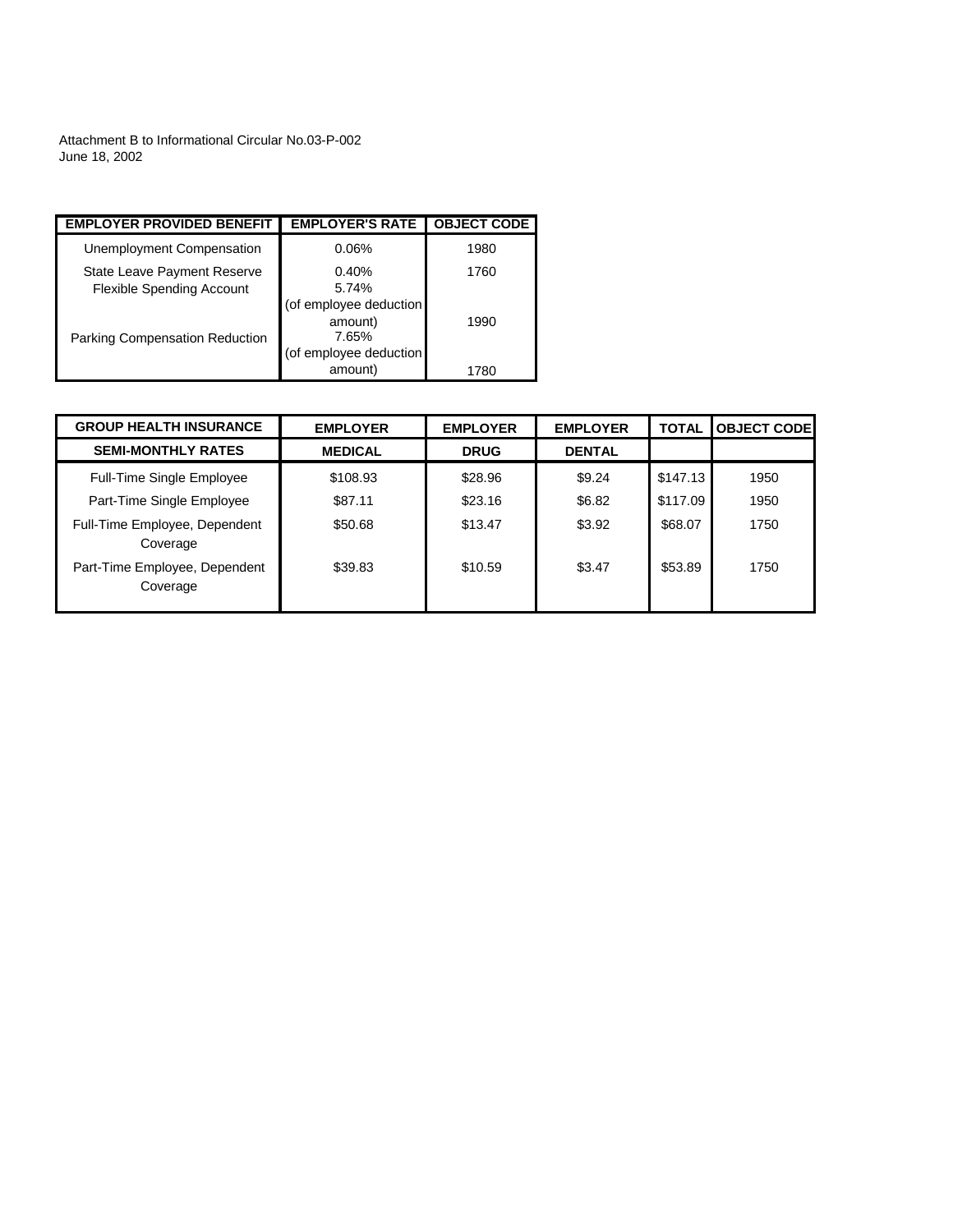Attachment B to Informational Circular No.03-P-002
June 18, 2002

| EMPLOYER PROVIDED BENEFIT | EMPLOYER'S RATE | OBJECT CODE |
|---|---|---|
| Unemployment Compensation | 0.06% | 1980 |
| State Leave Payment Reserve | 0.40% | 1760 |
| Flexible Spending Account | 5.74% (of employee deduction amount) | 1990 |
| Parking Compensation Reduction | 7.65% (of employee deduction amount) | 1780 |

| GROUP HEALTH INSURANCE | EMPLOYER | EMPLOYER | EMPLOYER | TOTAL | OBJECT CODE |
|---|---|---|---|---|---|
| SEMI-MONTHLY RATES | MEDICAL | DRUG | DENTAL | | |
| Full-Time Single Employee | $108.93 | $28.96 | $9.24 | $147.13 | 1950 |
| Part-Time Single Employee | $87.11 | $23.16 | $6.82 | $117.09 | 1950 |
| Full-Time Employee, Dependent Coverage | $50.68 | $13.47 | $3.92 | $68.07 | 1750 |
| Part-Time Employee, Dependent Coverage | $39.83 | $10.59 | $3.47 | $53.89 | 1750 |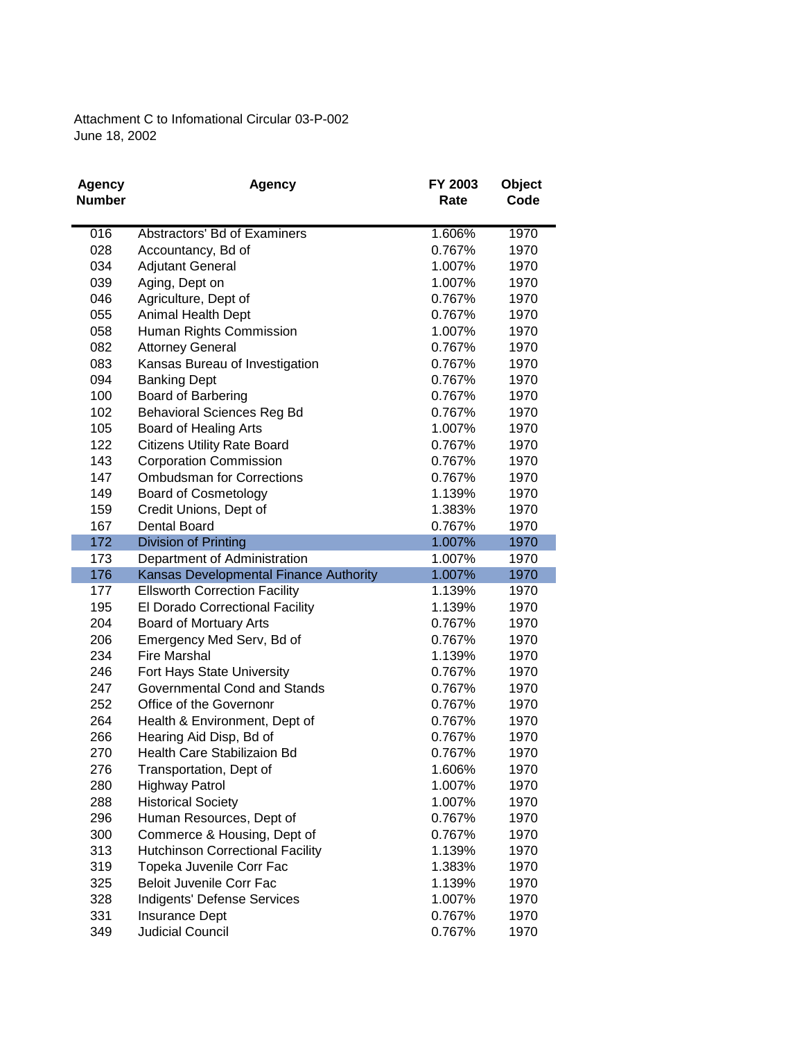Attachment C to Infomational Circular 03-P-002
June 18, 2002

| Agency Number | Agency | FY 2003 Rate | Object Code |
|---|---|---|---|
| 016 | Abstractors' Bd of Examiners | 1.606% | 1970 |
| 028 | Accountancy, Bd of | 0.767% | 1970 |
| 034 | Adjutant General | 1.007% | 1970 |
| 039 | Aging, Dept on | 1.007% | 1970 |
| 046 | Agriculture, Dept of | 0.767% | 1970 |
| 055 | Animal Health Dept | 0.767% | 1970 |
| 058 | Human Rights Commission | 1.007% | 1970 |
| 082 | Attorney General | 0.767% | 1970 |
| 083 | Kansas Bureau of Investigation | 0.767% | 1970 |
| 094 | Banking Dept | 0.767% | 1970 |
| 100 | Board of Barbering | 0.767% | 1970 |
| 102 | Behavioral Sciences Reg Bd | 0.767% | 1970 |
| 105 | Board of Healing Arts | 1.007% | 1970 |
| 122 | Citizens Utility Rate Board | 0.767% | 1970 |
| 143 | Corporation Commission | 0.767% | 1970 |
| 147 | Ombudsman for Corrections | 0.767% | 1970 |
| 149 | Board of Cosmetology | 1.139% | 1970 |
| 159 | Credit Unions, Dept of | 1.383% | 1970 |
| 167 | Dental Board | 0.767% | 1970 |
| 172 | Division of Printing | 1.007% | 1970 |
| 173 | Department of Administration | 1.007% | 1970 |
| 176 | Kansas Developmental Finance Authority | 1.007% | 1970 |
| 177 | Ellsworth Correction Facility | 1.139% | 1970 |
| 195 | El Dorado Correctional Facility | 1.139% | 1970 |
| 204 | Board of Mortuary Arts | 0.767% | 1970 |
| 206 | Emergency Med Serv, Bd of | 0.767% | 1970 |
| 234 | Fire Marshal | 1.139% | 1970 |
| 246 | Fort Hays State University | 0.767% | 1970 |
| 247 | Governmental Cond and Stands | 0.767% | 1970 |
| 252 | Office of the Governonr | 0.767% | 1970 |
| 264 | Health & Environment, Dept of | 0.767% | 1970 |
| 266 | Hearing Aid Disp, Bd of | 0.767% | 1970 |
| 270 | Health Care Stabilizaion Bd | 0.767% | 1970 |
| 276 | Transportation, Dept of | 1.606% | 1970 |
| 280 | Highway Patrol | 1.007% | 1970 |
| 288 | Historical Society | 1.007% | 1970 |
| 296 | Human Resources, Dept of | 0.767% | 1970 |
| 300 | Commerce & Housing, Dept of | 0.767% | 1970 |
| 313 | Hutchinson Correctional Facility | 1.139% | 1970 |
| 319 | Topeka Juvenile Corr Fac | 1.383% | 1970 |
| 325 | Beloit Juvenile Corr Fac | 1.139% | 1970 |
| 328 | Indigents' Defense Services | 1.007% | 1970 |
| 331 | Insurance Dept | 0.767% | 1970 |
| 349 | Judicial Council | 0.767% | 1970 |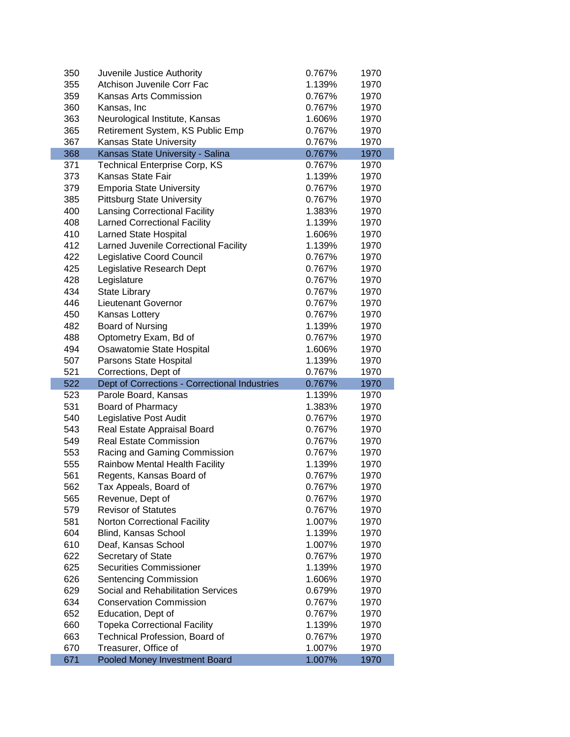| | | | |
|---|---|---|---|
| 350 | Juvenile Justice Authority | 0.767% | 1970 |
| 355 | Atchison Juvenile Corr Fac | 1.139% | 1970 |
| 359 | Kansas Arts Commission | 0.767% | 1970 |
| 360 | Kansas, Inc | 0.767% | 1970 |
| 363 | Neurological Institute, Kansas | 1.606% | 1970 |
| 365 | Retirement System, KS Public Emp | 0.767% | 1970 |
| 367 | Kansas State University | 0.767% | 1970 |
| 368 | Kansas State University - Salina | 0.767% | 1970 |
| 371 | Technical Enterprise Corp, KS | 0.767% | 1970 |
| 373 | Kansas State Fair | 1.139% | 1970 |
| 379 | Emporia State University | 0.767% | 1970 |
| 385 | Pittsburg State University | 0.767% | 1970 |
| 400 | Lansing Correctional Facility | 1.383% | 1970 |
| 408 | Larned Correctional Facility | 1.139% | 1970 |
| 410 | Larned State Hospital | 1.606% | 1970 |
| 412 | Larned Juvenile Correctional Facility | 1.139% | 1970 |
| 422 | Legislative Coord Council | 0.767% | 1970 |
| 425 | Legislative Research Dept | 0.767% | 1970 |
| 428 | Legislature | 0.767% | 1970 |
| 434 | State Library | 0.767% | 1970 |
| 446 | Lieutenant Governor | 0.767% | 1970 |
| 450 | Kansas Lottery | 0.767% | 1970 |
| 482 | Board of Nursing | 1.139% | 1970 |
| 488 | Optometry Exam, Bd of | 0.767% | 1970 |
| 494 | Osawatomie State Hospital | 1.606% | 1970 |
| 507 | Parsons State Hospital | 1.139% | 1970 |
| 521 | Corrections, Dept of | 0.767% | 1970 |
| 522 | Dept of Corrections - Correctional Industries | 0.767% | 1970 |
| 523 | Parole Board, Kansas | 1.139% | 1970 |
| 531 | Board of Pharmacy | 1.383% | 1970 |
| 540 | Legislative Post Audit | 0.767% | 1970 |
| 543 | Real Estate Appraisal Board | 0.767% | 1970 |
| 549 | Real Estate Commission | 0.767% | 1970 |
| 553 | Racing and Gaming Commission | 0.767% | 1970 |
| 555 | Rainbow Mental Health Facility | 1.139% | 1970 |
| 561 | Regents, Kansas Board of | 0.767% | 1970 |
| 562 | Tax Appeals, Board of | 0.767% | 1970 |
| 565 | Revenue, Dept of | 0.767% | 1970 |
| 579 | Revisor of Statutes | 0.767% | 1970 |
| 581 | Norton Correctional Facility | 1.007% | 1970 |
| 604 | Blind, Kansas School | 1.139% | 1970 |
| 610 | Deaf, Kansas School | 1.007% | 1970 |
| 622 | Secretary of State | 0.767% | 1970 |
| 625 | Securities Commissioner | 1.139% | 1970 |
| 626 | Sentencing Commission | 1.606% | 1970 |
| 629 | Social and Rehabilitation Services | 0.679% | 1970 |
| 634 | Conservation Commission | 0.767% | 1970 |
| 652 | Education, Dept of | 0.767% | 1970 |
| 660 | Topeka Correctional Facility | 1.139% | 1970 |
| 663 | Technical Profession, Board of | 0.767% | 1970 |
| 670 | Treasurer, Office of | 1.007% | 1970 |
| 671 | Pooled Money Investment Board | 1.007% | 1970 |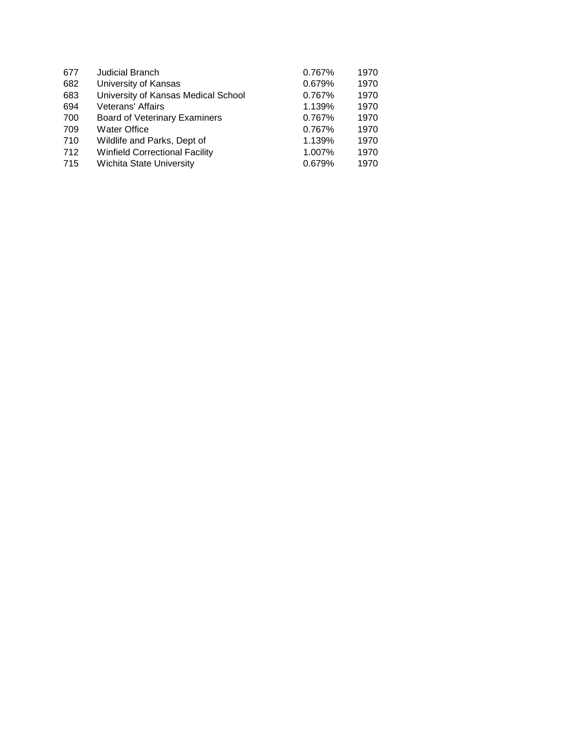| | | | |
|---|---|---|---|
| 677 | Judicial Branch | 0.767% | 1970 |
| 682 | University of Kansas | 0.679% | 1970 |
| 683 | University of Kansas Medical School | 0.767% | 1970 |
| 694 | Veterans' Affairs | 1.139% | 1970 |
| 700 | Board of Veterinary Examiners | 0.767% | 1970 |
| 709 | Water Office | 0.767% | 1970 |
| 710 | Wildlife and Parks, Dept of | 1.139% | 1970 |
| 712 | Winfield Correctional Facility | 1.007% | 1970 |
| 715 | Wichita State University | 0.679% | 1970 |